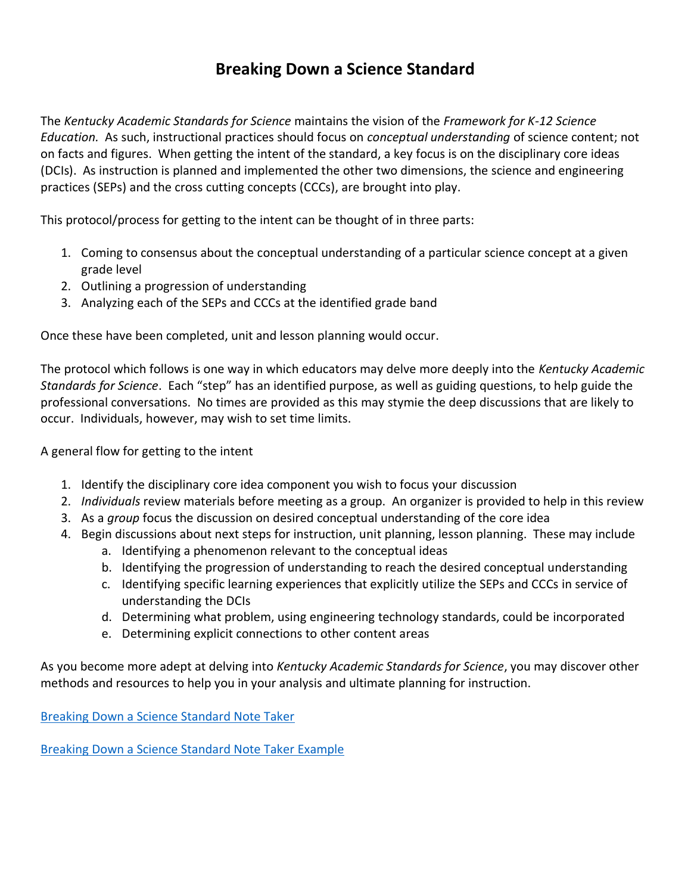# Breaking Down a Science Standard

The *Kentucky Academic Standards for Science* maintains the vision of the *Framework for K-12 Science Education.* As such, instructional practices should focus on *conceptual understanding* of science content; not on facts and figures. When getting the intent of the standard, a key focus is on the disciplinary core ideas (DCIs). As instruction is planned and implemented the other two dimensions, the science and engineering practices (SEPs) and the cross cutting concepts (CCCs), are brought into play.

This protocol/process for getting to the intent can be thought of in three parts:

1. Coming to consensus about the conceptual understanding of a particular science concept at a given grade level
2. Outlining a progression of understanding
3. Analyzing each of the SEPs and CCCs at the identified grade band

Once these have been completed, unit and lesson planning would occur.

The protocol which follows is one way in which educators may delve more deeply into the *Kentucky Academic Standards for Science*. Each "step" has an identified purpose, as well as guiding questions, to help guide the professional conversations. No times are provided as this may stymie the deep discussions that are likely to occur. Individuals, however, may wish to set time limits.

A general flow for getting to the intent

1. Identify the disciplinary core idea component you wish to focus your discussion
2. *Individuals* review materials before meeting as a group. An organizer is provided to help in this review
3. As a *group* focus the discussion on desired conceptual understanding of the core idea
4. Begin discussions about next steps for instruction, unit planning, lesson planning. These may include
   a. Identifying a phenomenon relevant to the conceptual ideas
   b. Identifying the progression of understanding to reach the desired conceptual understanding
   c. Identifying specific learning experiences that explicitly utilize the SEPs and CCCs in service of understanding the DCIs
   d. Determining what problem, using engineering technology standards, could be incorporated
   e. Determining explicit connections to other content areas

As you become more adept at delving into *Kentucky Academic Standards for Science*, you may discover other methods and resources to help you in your analysis and ultimate planning for instruction.

Breaking Down a Science Standard Note Taker

Breaking Down a Science Standard Note Taker Example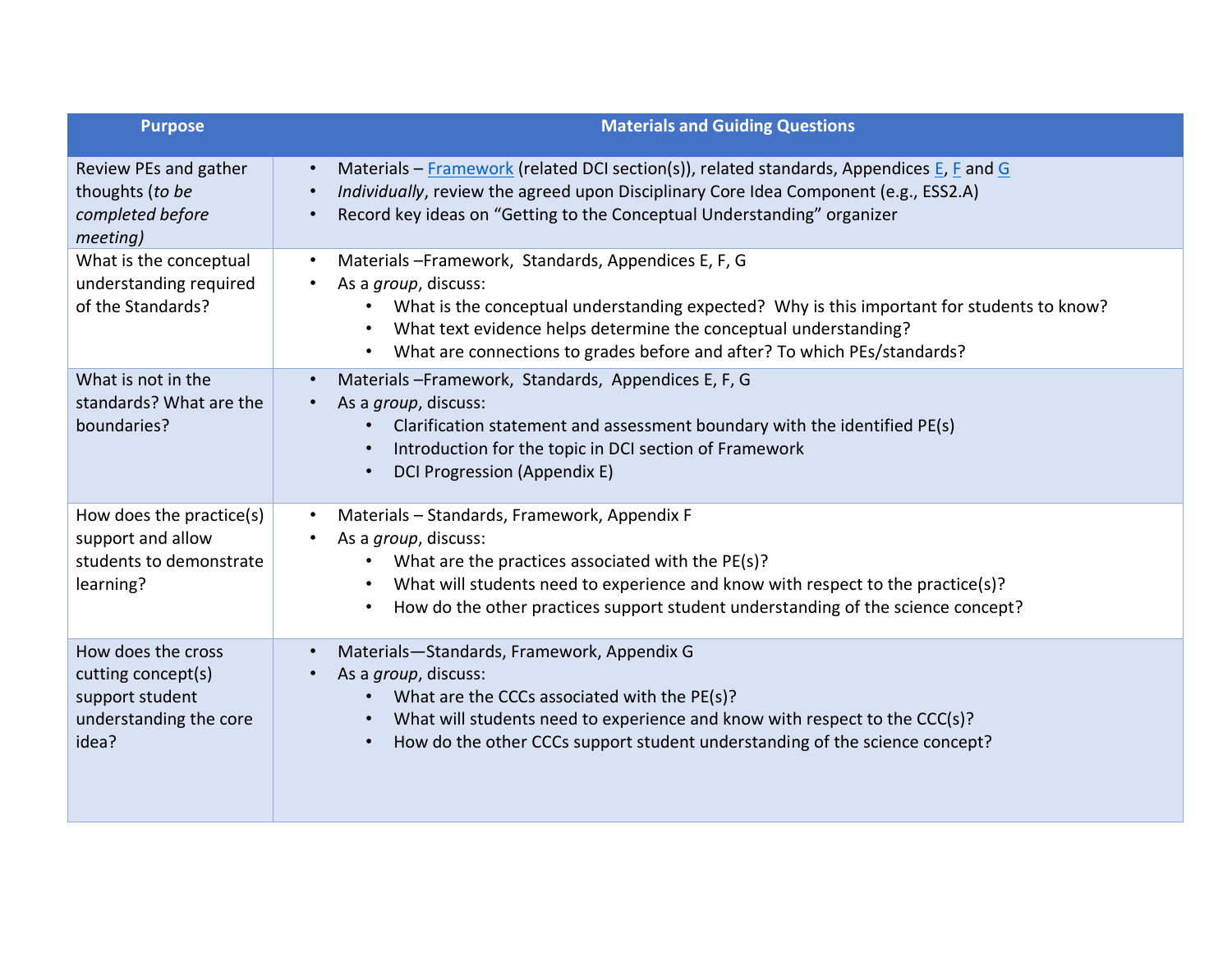| Purpose | Materials and Guiding Questions |
| --- | --- |
| Review PEs and gather thoughts (*to be completed before meeting)* | • Materials – [Framework](Framework) (related DCI section(s)), related standards, Appendices [E](E), [F](F) and [G](G)<br>• *Individually*, review the agreed upon Disciplinary Core Idea Component (e.g., ESS2.A)<br>• Record key ideas on "Getting to the Conceptual Understanding" organizer |
| What is the conceptual understanding required of the Standards? | • Materials –Framework, Standards, Appendices E, F, G<br>• As a *group*, discuss:<br>&nbsp;&nbsp;&nbsp;&nbsp;• What is the conceptual understanding expected? Why is this important for students to know?<br>&nbsp;&nbsp;&nbsp;&nbsp;• What text evidence helps determine the conceptual understanding?<br>&nbsp;&nbsp;&nbsp;&nbsp;• What are connections to grades before and after? To which PEs/standards? |
| What is not in the standards? What are the boundaries? | • Materials –Framework, Standards, Appendices E, F, G<br>• As a *group*, discuss:<br>&nbsp;&nbsp;&nbsp;&nbsp;• Clarification statement and assessment boundary with the identified PE(s)<br>&nbsp;&nbsp;&nbsp;&nbsp;• Introduction for the topic in DCI section of Framework<br>&nbsp;&nbsp;&nbsp;&nbsp;• DCI Progression (Appendix E) |
| How does the practice(s) support and allow students to demonstrate learning? | • Materials – Standards, Framework, Appendix F<br>• As a *group*, discuss:<br>&nbsp;&nbsp;&nbsp;&nbsp;• What are the practices associated with the PE(s)?<br>&nbsp;&nbsp;&nbsp;&nbsp;• What will students need to experience and know with respect to the practice(s)?<br>&nbsp;&nbsp;&nbsp;&nbsp;• How do the other practices support student understanding of the science concept? |
| How does the cross cutting concept(s) support student understanding the core idea? | • Materials—Standards, Framework, Appendix G<br>• As a *group*, discuss:<br>&nbsp;&nbsp;&nbsp;&nbsp;• What are the CCCs associated with the PE(s)?<br>&nbsp;&nbsp;&nbsp;&nbsp;• What will students need to experience and know with respect to the CCC(s)?<br>&nbsp;&nbsp;&nbsp;&nbsp;• How do the other CCCs support student understanding of the science concept? |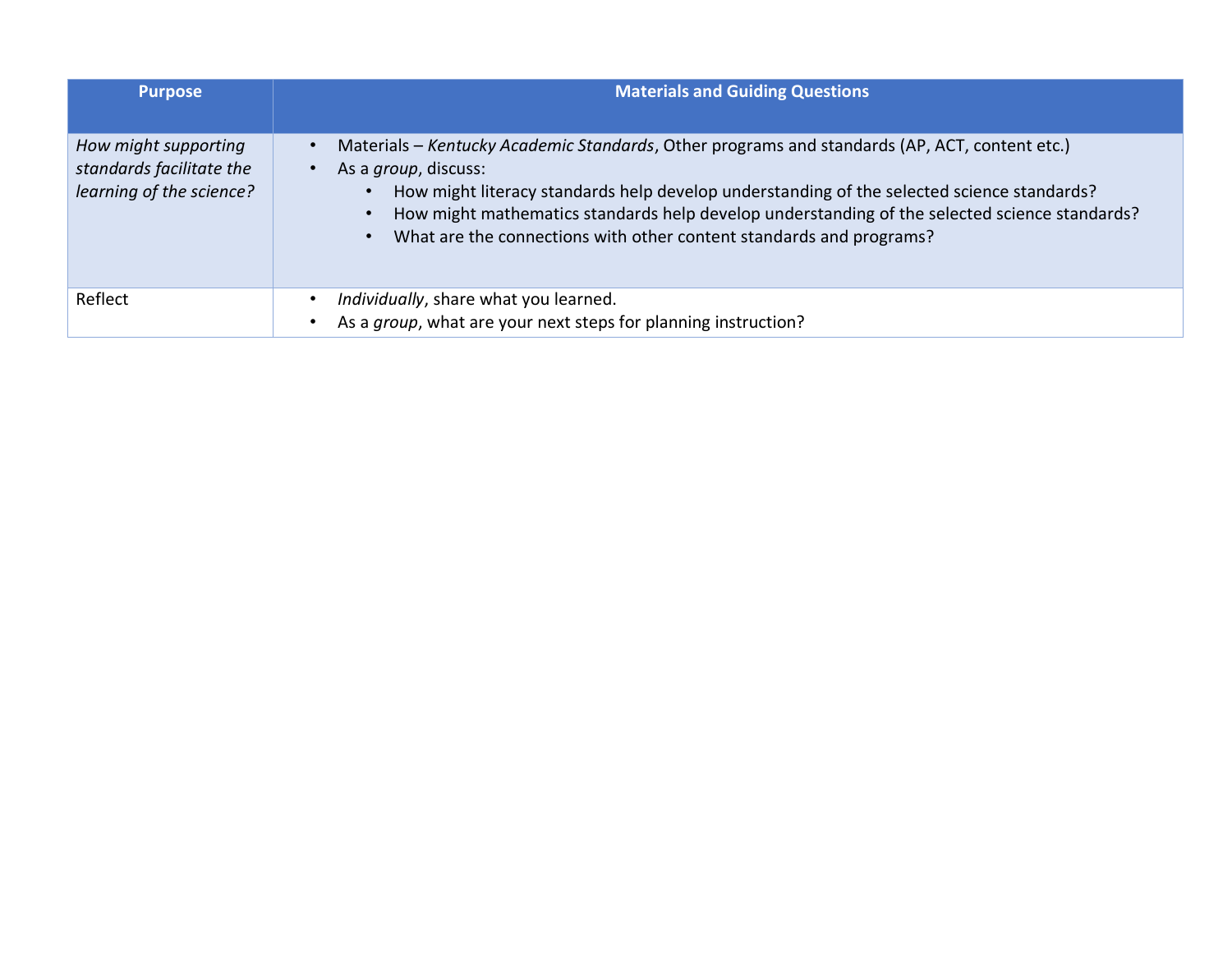| Purpose | Materials and Guiding Questions |
|---|---|
| *How might supporting standards facilitate the learning of the science?* | • Materials – *Kentucky Academic Standards*, Other programs and standards (AP, ACT, content etc.)<br>• As a *group*, discuss:<br>  • How might literacy standards help develop understanding of the selected science standards?<br>  • How might mathematics standards help develop understanding of the selected science standards?<br>  • What are the connections with other content standards and programs? |
| Reflect | • *Individually*, share what you learned.<br>• As a *group*, what are your next steps for planning instruction? |